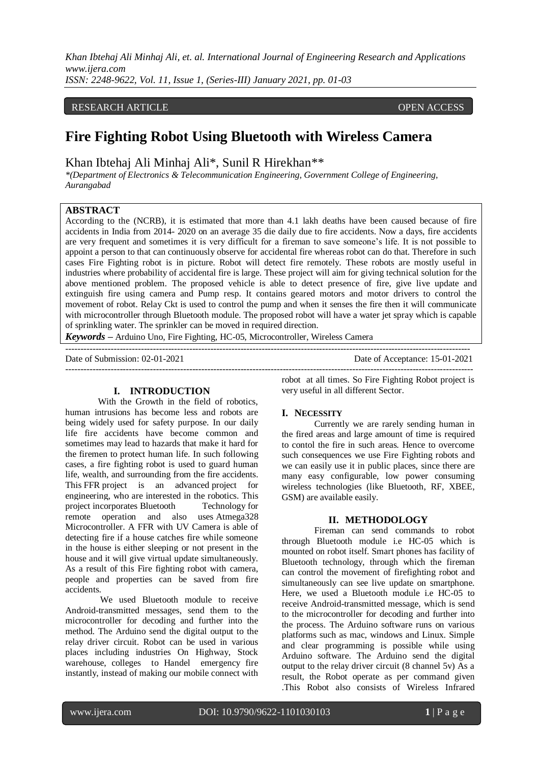RESEARCH ARTICLE OPEN ACCESS

# Fire Fighting Robot Using Bluetooth with Wireless Camera

Khan Ibtehaj Ali Minhaj Ali*, Sunil R Hirekhan**

*(Department of Electronics & Telecommunication Engineering, Government College of Engineering, Aurangabad

## ABSTRACT

According to the (NCRB), it is estimated that more than 4.1 lakh deaths have been caused because of fire accidents in India from 2014- 2020 on an average 35 die daily due to fire accidents. Now a days, fire accidents are very frequent and sometimes it is very difficult for a fireman to save someone's life. It is not possible to appoint a person to that can continuously observe for accidental fire whereas robot can do that. Therefore in such cases Fire Fighting robot is in picture. Robot will detect fire remotely. These robots are mostly useful in industries where probability of accidental fire is large. These project will aim for giving technical solution for the above mentioned problem. The proposed vehicle is able to detect presence of fire, give live update and extinguish fire using camera and Pump resp. It contains geared motors and motor drivers to control the movement of robot. Relay Ckt is used to control the pump and when it senses the fire then it will communicate with microcontroller through Bluetooth module. The proposed robot will have a water jet spray which is capable of sprinkling water. The sprinkler can be moved in required direction.

***Keywords*** **–** Arduino Uno, Fire Fighting, HC-05, Microcontroller, Wireless Camera

---

Date of Submission: 02-01-2021 Date of Acceptance: 15-01-2021

---

## I. INTRODUCTION

With the Growth in the field of robotics, human intrusions has become less and robots are being widely used for safety purpose. In our daily life fire accidents have become common and sometimes may lead to hazards that make it hard for the firemen to protect human life. In such following cases, a fire fighting robot is used to guard human life, wealth, and surrounding from the fire accidents. This FFR project is an advanced project for engineering, who are interested in the robotics. This project incorporates Bluetooth Technology for remote operation and also uses Atmega328 Microcontroller. A FFR with UV Camera is able of detecting fire if a house catches fire while someone in the house is either sleeping or not present in the house and it will give virtual update simultaneously. As a result of this Fire fighting robot with camera, people and properties can be saved from fire accidents.

We used Bluetooth module to receive Android-transmitted messages, send them to the microcontroller for decoding and further into the method. The Arduino send the digital output to the relay driver circuit. Robot can be used in various places including industries On Highway, Stock warehouse, colleges to Handel emergency fire instantly, instead of making our mobile connect with robot at all times. So Fire Fighting Robot project is very useful in all different Sector.

## I. NECESSITY

Currently we are rarely sending human in the fired areas and large amount of time is required to contol the fire in such areas. Hence to overcome such consequences we use Fire Fighting robots and we can easily use it in public places, since there are many easy configurable, low power consuming wireless technologies (like Bluetooth, RF, XBEE, GSM) are available easily.

## II. METHODOLOGY

Fireman can send commands to robot through Bluetooth module i.e HC-05 which is mounted on robot itself. Smart phones has facility of Bluetooth technology, through which the fireman can control the movement of firefighting robot and simultaneously can see live update on smartphone. Here, we used a Bluetooth module i.e HC-05 to receive Android-transmitted message, which is send to the microcontroller for decoding and further into the process. The Arduino software runs on various platforms such as mac, windows and Linux. Simple and clear programming is possible while using Arduino software. The Arduino send the digital output to the relay driver circuit (8 channel 5v) As a result, the Robot operate as per command given .This Robot also consists of Wireless Infrared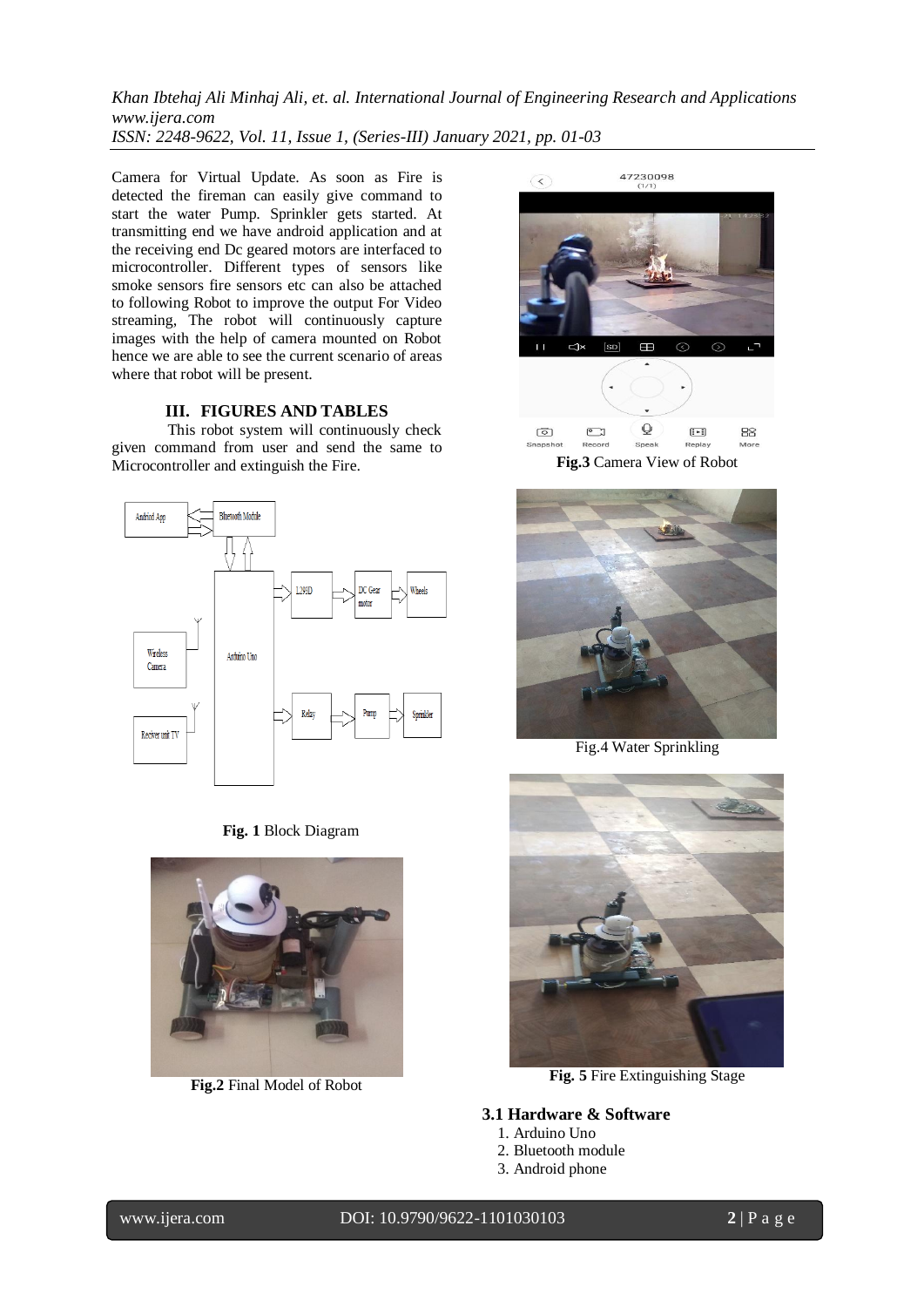Camera for Virtual Update. As soon as Fire is detected the fireman can easily give command to start the water Pump. Sprinkler gets started. At transmitting end we have android application and at the receiving end Dc geared motors are interfaced to microcontroller. Different types of sensors like smoke sensors fire sensors etc can also be attached to following Robot to improve the output For Video streaming, The robot will continuously capture images with the help of camera mounted on Robot hence we are able to see the current scenario of areas where that robot will be present.

## III. FIGURES AND TABLES

This robot system will continuously check given command from user and send the same to Microcontroller and extinguish the Fire.

**Fig. 1** Block Diagram

**Fig.2** Final Model of Robot

**Fig.3** Camera View of Robot

Fig.4 Water Sprinkling

**Fig. 5** Fire Extinguishing Stage

### 3.1 Hardware & Software

1. Arduino Uno
2. Bluetooth module
3. Android phone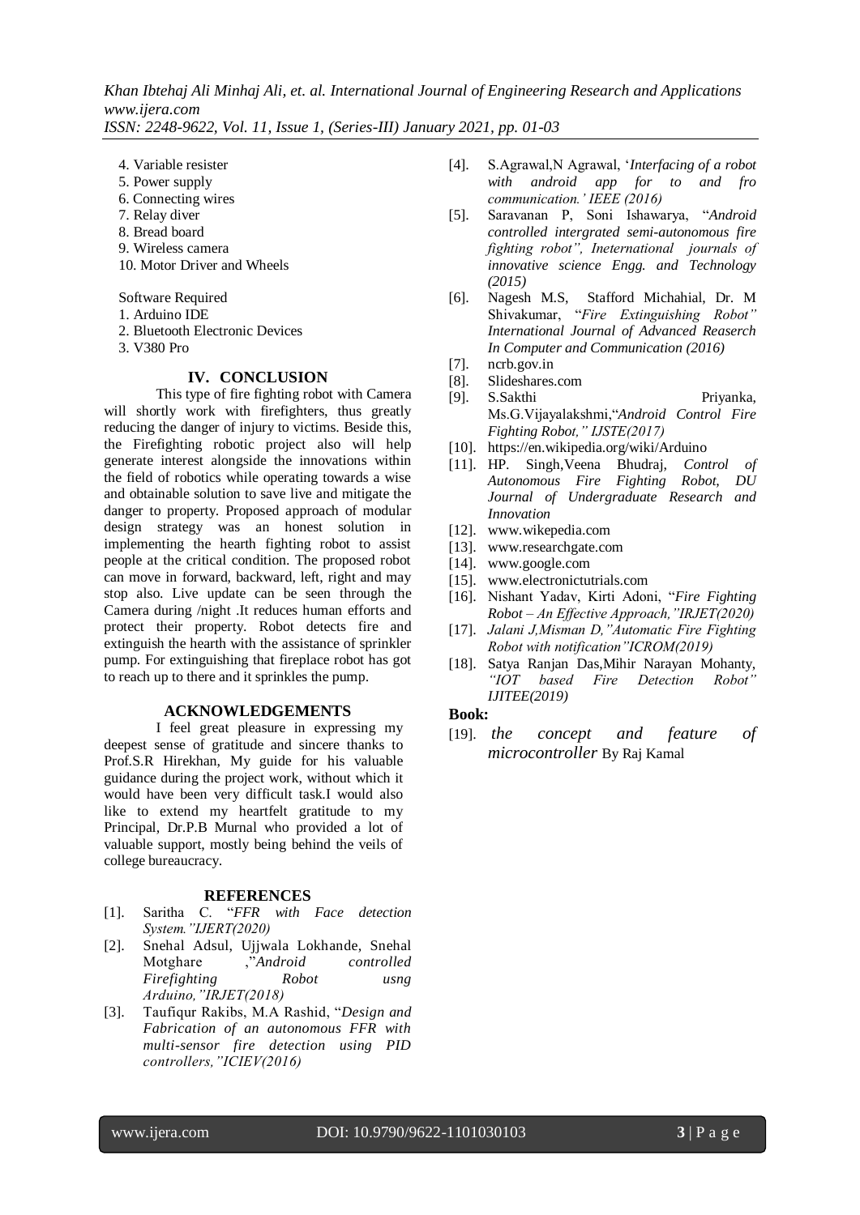4. Variable resister
5. Power supply
6. Connecting wires
7. Relay diver
8. Bread board
9. Wireless camera
10. Motor Driver and Wheels

Software Required

1. Arduino IDE
2. Bluetooth Electronic Devices
3. V380 Pro

## IV. CONCLUSION

This type of fire fighting robot with Camera will shortly work with firefighters, thus greatly reducing the danger of injury to victims. Beside this, the Firefighting robotic project also will help generate interest alongside the innovations within the field of robotics while operating towards a wise and obtainable solution to save live and mitigate the danger to property. Proposed approach of modular design strategy was an honest solution in implementing the hearth fighting robot to assist people at the critical condition. The proposed robot can move in forward, backward, left, right and may stop also. Live update can be seen through the Camera during /night .It reduces human efforts and protect their property. Robot detects fire and extinguish the hearth with the assistance of sprinkler pump. For extinguishing that fireplace robot has got to reach up to there and it sprinkles the pump.

## ACKNOWLEDGEMENTS

I feel great pleasure in expressing my deepest sense of gratitude and sincere thanks to Prof.S.R Hirekhan, My guide for his valuable guidance during the project work, without which it would have been very difficult task.I would also like to extend my heartfelt gratitude to my Principal, Dr.P.B Murnal who provided a lot of valuable support, mostly being behind the veils of college bureaucracy.

## REFERENCES

[1]. Saritha C. "*FFR with Face detection System."IJERT(2020)*

[2]. Snehal Adsul, Ujjwala Lokhande, Snehal Motghare ,"*Android controlled Firefighting Robot usng Arduino,"IRJET(2018)*

[3]. Taufiqur Rakibs, M.A Rashid, "*Design and Fabrication of an autonomous FFR with multi-sensor fire detection using PID controllers,"ICIEV(2016)*

[4]. S.Agrawal,N Agrawal, '*Interfacing of a robot with android app for to and fro communication.' IEEE (2016)*

[5]. Saravanan P, Soni Ishawarya, "*Android controlled intergrated semi-autonomous fire fighting robot", Ineternational journals of innovative science Engg. and Technology (2015)*

[6]. Nagesh M.S, Stafford Michahial, Dr. M Shivakumar, "*Fire Extinguishing Robot" International Journal of Advanced Reaserch In Computer and Communication (2016)*

[7]. ncrb.gov.in

[8]. Slideshares.com

[9]. S.Sakthi Priyanka, Ms.G.Vijayalakshmi,"*Android Control Fire Fighting Robot," IJSTE(2017)*

[10]. https://en.wikipedia.org/wiki/Arduino

[11]. HP. Singh,Veena Bhudraj, *Control of Autonomous Fire Fighting Robot, DU Journal of Undergraduate Research and Innovation*

[12]. www.wikepedia.com

[13]. www.researchgate.com

[14]. www.google.com

[15]. www.electronictutrials.com

[16]. Nishant Yadav, Kirti Adoni, "*Fire Fighting Robot – An Effective Approach,"IRJET(2020)*

[17]. *Jalani J,Misman D,"Automatic Fire Fighting Robot with notification"ICROM(2019)*

[18]. Satya Ranjan Das,Mihir Narayan Mohanty, *"IOT based Fire Detection Robot" IJITEE(2019)*

**Book:**

[19]. *the concept and feature of microcontroller* By Raj Kamal